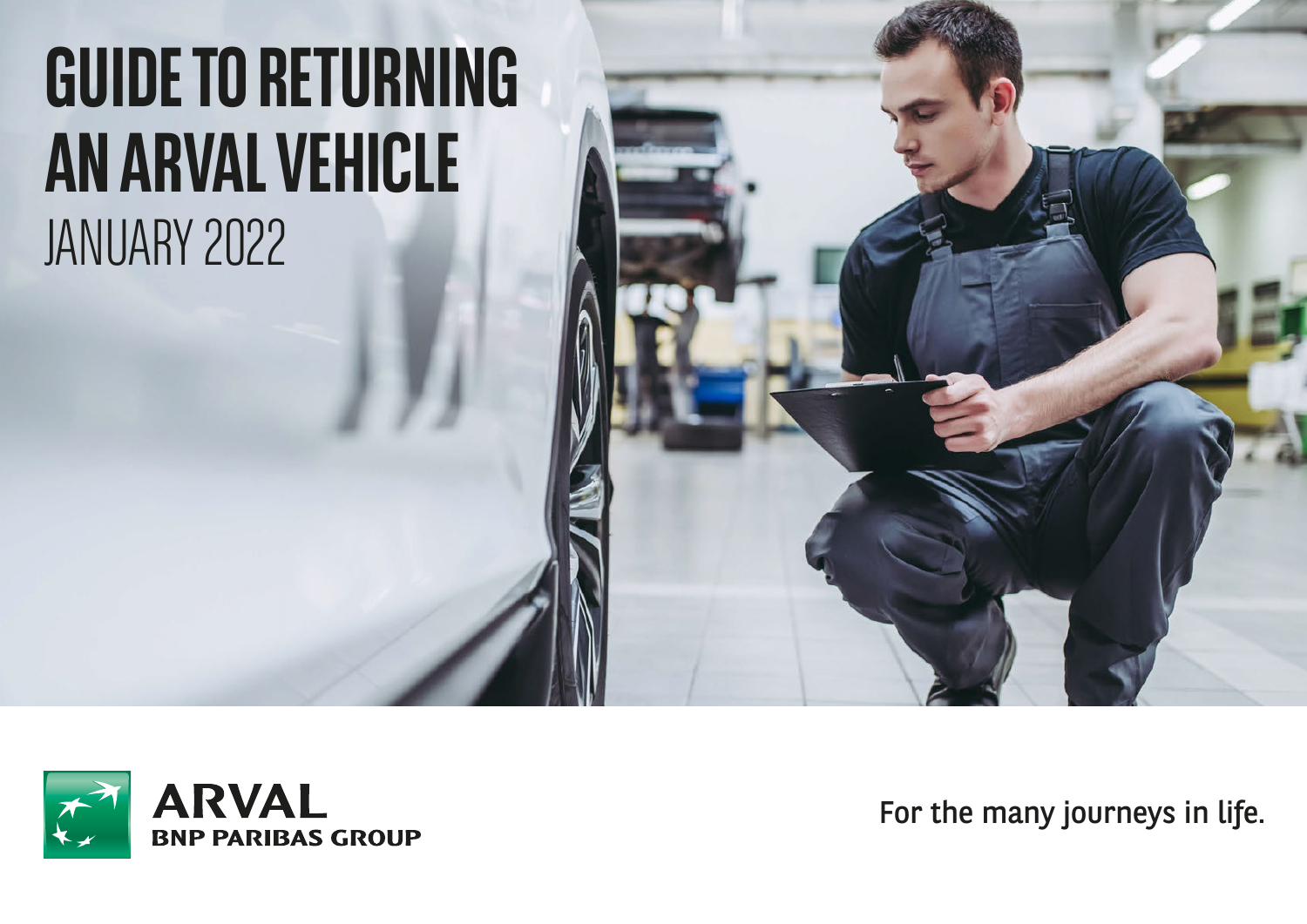# GUIDE TO RETURNING AN ARVAL VEHICLE

JANUARY 2022

ARVAL
BNP PARIBAS GROUP

For the many journeys in life.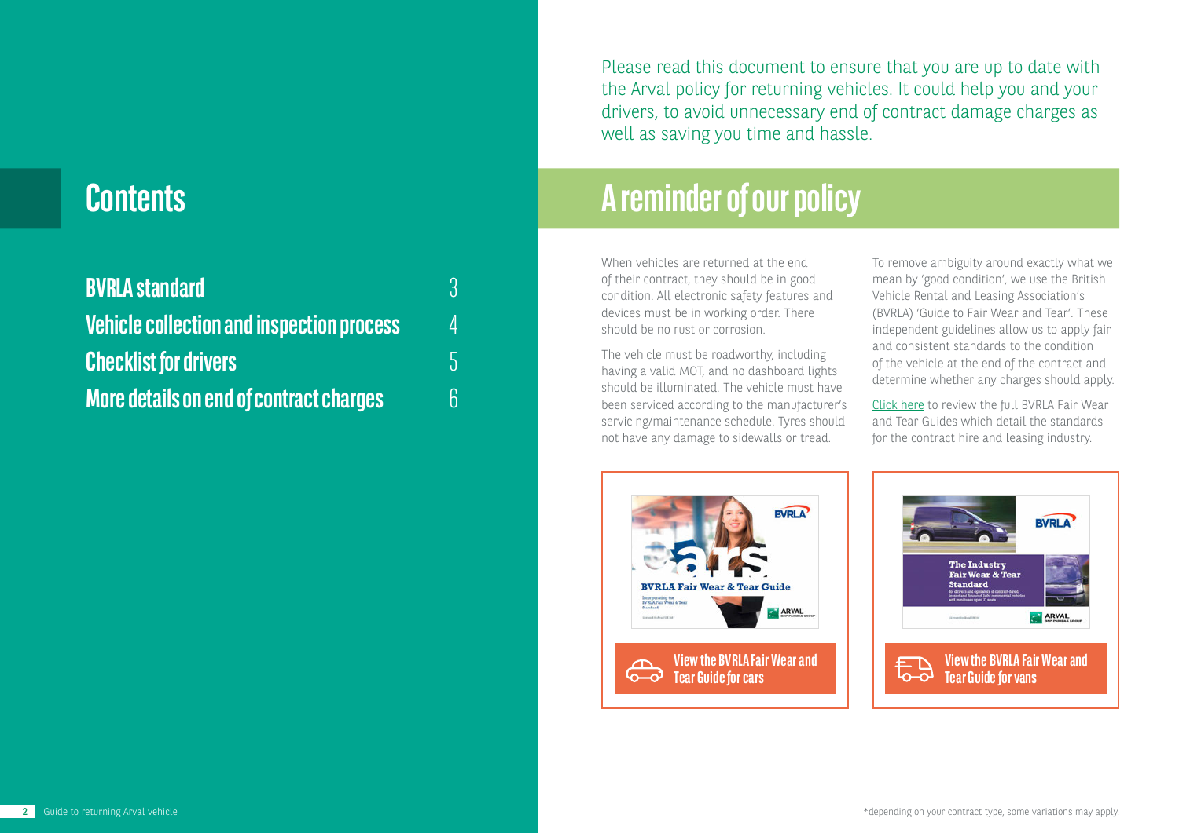# Contents

| | |
|---|---|
| **BVRLA standard** | 3 |
| **Vehicle collection and inspection process** | 4 |
| **Checklist for drivers** | 5 |
| **More details on end of contract charges** | 6 |

Please read this document to ensure that you are up to date with the Arval policy for returning vehicles. It could help you and your drivers, to avoid unnecessary end of contract damage charges as well as saving you time and hassle.

# A reminder of our policy

When vehicles are returned at the end of their contract, they should be in good condition. All electronic safety features and devices must be in working order. There should be no rust or corrosion.

The vehicle must be roadworthy, including having a valid MOT, and no dashboard lights should be illuminated. The vehicle must have been serviced according to the manufacturer's servicing/maintenance schedule. Tyres should not have any damage to sidewalls or tread.

To remove ambiguity around exactly what we mean by 'good condition', we use the British Vehicle Rental and Leasing Association's (BVRLA) 'Guide to Fair Wear and Tear'. These independent guidelines allow us to apply fair and consistent standards to the condition of the vehicle at the end of the contract and determine whether any charges should apply.

Click here to review the full BVRLA Fair Wear and Tear Guides which detail the standards for the contract hire and leasing industry.

View the BVRLA Fair Wear and Tear Guide for cars

View the BVRLA Fair Wear and Tear Guide for vans

*depending on your contract type, some variations may apply.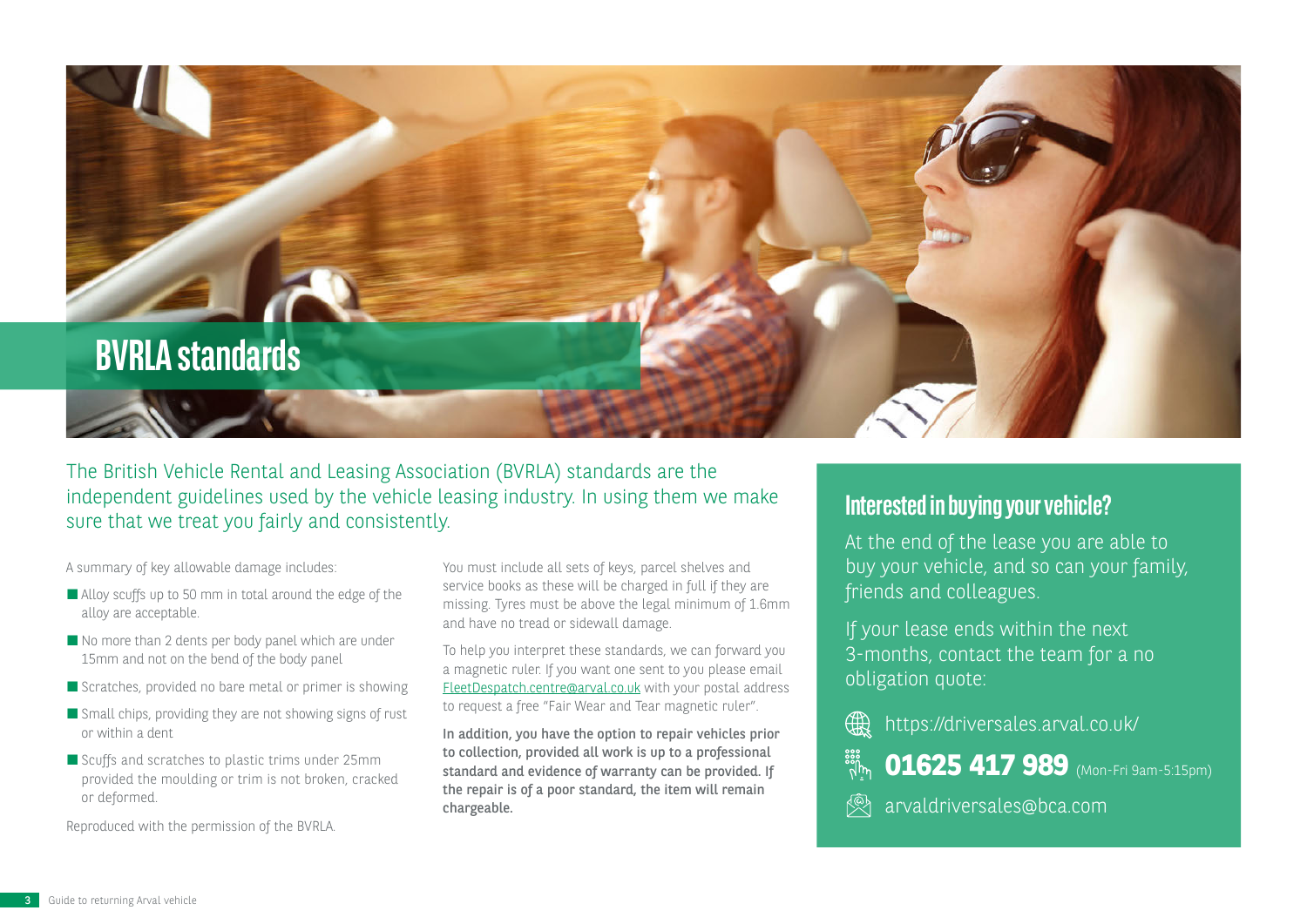# BVRLA standards

The British Vehicle Rental and Leasing Association (BVRLA) standards are the independent guidelines used by the vehicle leasing industry. In using them we make sure that we treat you fairly and consistently.

A summary of key allowable damage includes:

- Alloy scuffs up to 50 mm in total around the edge of the alloy are acceptable.
- No more than 2 dents per body panel which are under 15mm and not on the bend of the body panel
- Scratches, provided no bare metal or primer is showing
- Small chips, providing they are not showing signs of rust or within a dent
- Scuffs and scratches to plastic trims under 25mm provided the moulding or trim is not broken, cracked or deformed.

Reproduced with the permission of the BVRLA.

You must include all sets of keys, parcel shelves and service books as these will be charged in full if they are missing. Tyres must be above the legal minimum of 1.6mm and have no tread or sidewall damage.

To help you interpret these standards, we can forward you a magnetic ruler. If you want one sent to you please email FleetDespatch.centre@arval.co.uk with your postal address to request a free "Fair Wear and Tear magnetic ruler".

**In addition, you have the option to repair vehicles prior to collection, provided all work is up to a professional standard and evidence of warranty can be provided. If the repair is of a poor standard, the item will remain chargeable.**

## Interested in buying your vehicle?

At the end of the lease you are able to buy your vehicle, and so can your family, friends and colleagues.

If your lease ends within the next 3-months, contact the team for a no obligation quote:

https://driversales.arval.co.uk/

**01625 417 989** (Mon-Fri 9am-5:15pm)

arvaldriversales@bca.com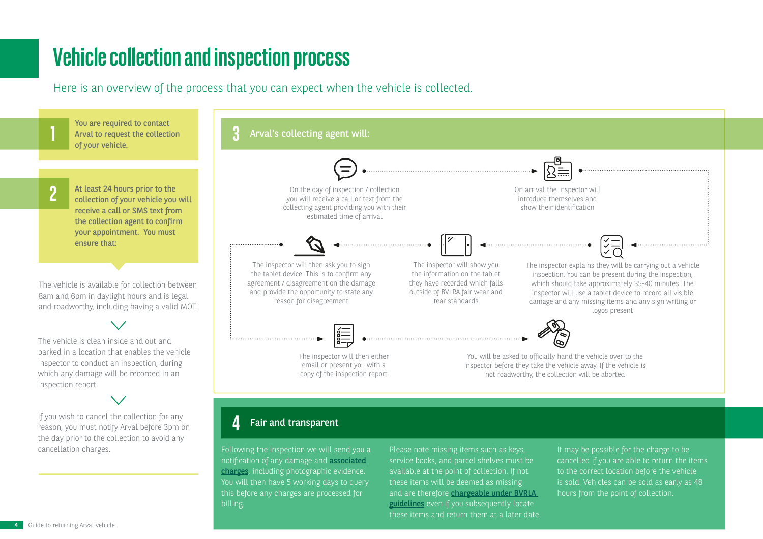# Vehicle collection and inspection process

Here is an overview of the process that you can expect when the vehicle is collected.

## 1

You are required to contact Arval to request the collection of your vehicle.

## 2

At least 24 hours prior to the collection of your vehicle you will receive a call or SMS text from the collection agent to confirm your appointment. You must ensure that:

The vehicle is available for collection between 8am and 6pm in daylight hours and is legal and roadworthy, including having a valid MOT..

The vehicle is clean inside and out and parked in a location that enables the vehicle inspector to conduct an inspection, during which any damage will be recorded in an inspection report.

If you wish to cancel the collection for any reason, you must notify Arval before 3pm on the day prior to the collection to avoid any cancellation charges.

## 3 Arval's collecting agent will:

On the day of inspection / collection you will receive a call or text from the collecting agent providing you with their estimated time of arrival

On arrival the Inspector will introduce themselves and show their identification

The inspector explains they will be carrying out a vehicle inspection. You can be present during the inspection, which should take approximately 35-40 minutes. The inspector will use a tablet device to record all visible damage and any missing items and any sign writing or logos present

The inspector will show you the information on the tablet they have recorded which falls outside of BVLRA fair wear and tear standards

The inspector will then ask you to sign the tablet device. This is to confirm any agreement / disagreement on the damage and provide the opportunity to state any reason for disagreement

The inspector will then either email or present you with a copy of the inspection report

You will be asked to officially hand the vehicle over to the inspector before they take the vehicle away. If the vehicle is not roadworthy, the collection will be aborted

## 4 Fair and transparent

Following the inspection we will send you a notification of any damage and associated charges, including photographic evidence. You will then have 5 working days to query this before any charges are processed for billing.

Please note missing items such as keys, service books, and parcel shelves must be available at the point of collection. If not these items will be deemed as missing and are therefore chargeable under BVRLA guidelines even if you subsequently locate these items and return them at a later date.

It may be possible for the charge to be cancelled if you are able to return the items to the correct location before the vehicle is sold. Vehicles can be sold as early as 48 hours from the point of collection.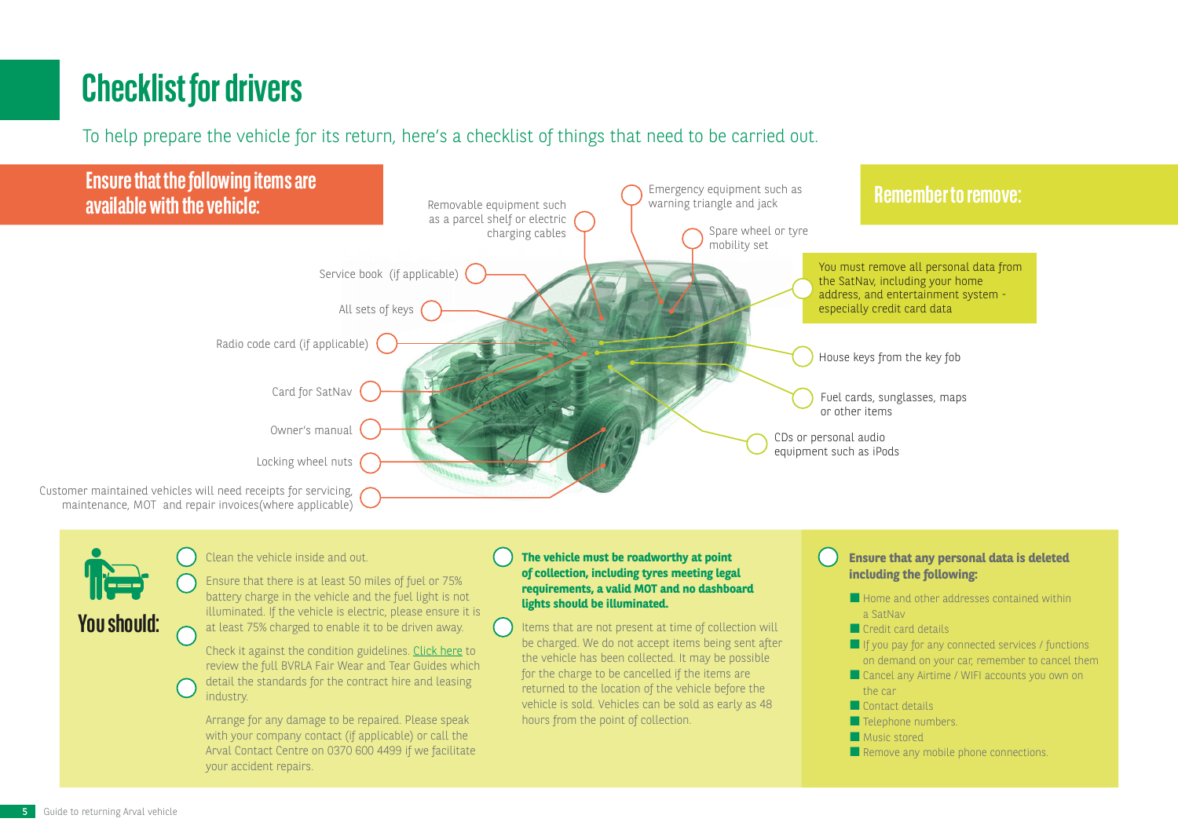# Checklist for drivers

To help prepare the vehicle for its return, here's a checklist of things that need to be carried out.

## Ensure that the following items are available with the vehicle:

- Removable equipment such as a parcel shelf or electric charging cables
- Emergency equipment such as warning triangle and jack
- Spare wheel or tyre mobility set
- Service book (if applicable)
- All sets of keys
- Radio code card (if applicable)
- Card for SatNav
- Owner's manual
- Locking wheel nuts
- Customer maintained vehicles will need receipts for servicing, maintenance, MOT and repair invoices(where applicable)

## Remember to remove:

- You must remove all personal data from the SatNav, including your home address, and entertainment system - especially credit card data
- House keys from the key fob
- Fuel cards, sunglasses, maps or other items
- CDs or personal audio equipment such as iPods

## You should:

- Clean the vehicle inside and out.
- Ensure that there is at least 50 miles of fuel or 75% battery charge in the vehicle and the fuel light is not illuminated. If the vehicle is electric, please ensure it is at least 75% charged to enable it to be driven away.
- Check it against the condition guidelines. Click here to review the full BVRLA Fair Wear and Tear Guides which detail the standards for the contract hire and leasing industry.
- Arrange for any damage to be repaired. Please speak with your company contact (if applicable) or call the Arval Contact Centre on 0370 600 4499 if we facilitate your accident repairs.
- **The vehicle must be roadworthy at point of collection, including tyres meeting legal requirements, a valid MOT and no dashboard lights should be illuminated.**
- Items that are not present at time of collection will be charged. We do not accept items being sent after the vehicle has been collected. It may be possible for the charge to be cancelled if the items are returned to the location of the vehicle before the vehicle is sold. Vehicles can be sold as early as 48 hours from the point of collection.
- **Ensure that any personal data is deleted including the following:**
  - Home and other addresses contained within a SatNav
  - Credit card details
  - If you pay for any connected services / functions on demand on your car, remember to cancel them
  - Cancel any Airtime / WIFI accounts you own on the car
  - Contact details
  - Telephone numbers.
  - Music stored
  - Remove any mobile phone connections.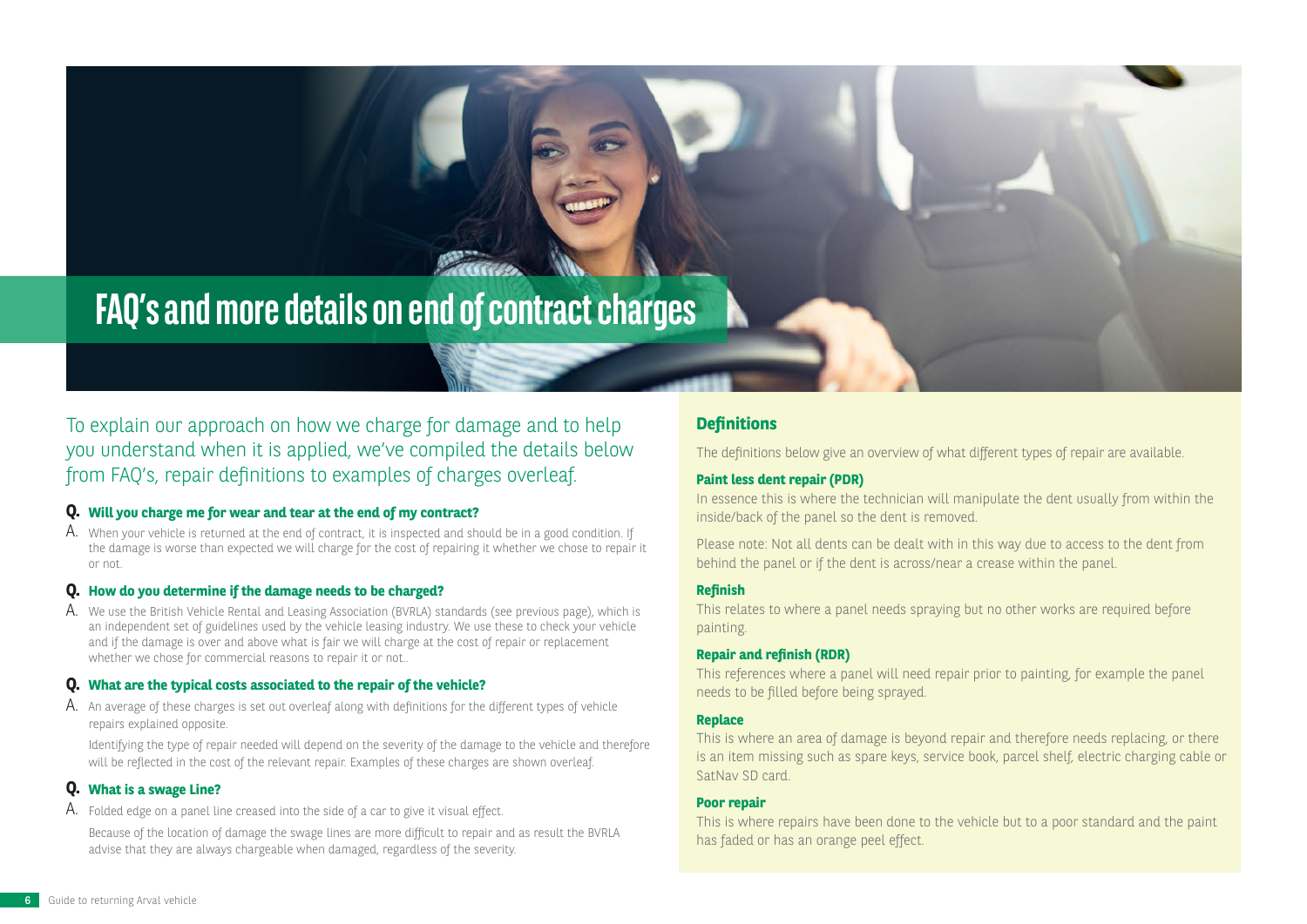# FAQ's and more details on end of contract charges

To explain our approach on how we charge for damage and to help you understand when it is applied, we've compiled the details below from FAQ's, repair definitions to examples of charges overleaf.

**Q. Will you charge me for wear and tear at the end of my contract?**

A. When your vehicle is returned at the end of contract, it is inspected and should be in a good condition. If the damage is worse than expected we will charge for the cost of repairing it whether we chose to repair it or not.

**Q. How do you determine if the damage needs to be charged?**

A. We use the British Vehicle Rental and Leasing Association (BVRLA) standards (see previous page), which is an independent set of guidelines used by the vehicle leasing industry. We use these to check your vehicle and if the damage is over and above what is fair we will charge at the cost of repair or replacement whether we chose for commercial reasons to repair it or not..

**Q. What are the typical costs associated to the repair of the vehicle?**

A. An average of these charges is set out overleaf along with definitions for the different types of vehicle repairs explained opposite.

Identifying the type of repair needed will depend on the severity of the damage to the vehicle and therefore will be reflected in the cost of the relevant repair. Examples of these charges are shown overleaf.

**Q. What is a swage Line?**

A. Folded edge on a panel line creased into the side of a car to give it visual effect.

Because of the location of damage the swage lines are more difficult to repair and as result the BVRLA advise that they are always chargeable when damaged, regardless of the severity.

## Definitions

The definitions below give an overview of what different types of repair are available.

### Paint less dent repair (PDR)

In essence this is where the technician will manipulate the dent usually from within the inside/back of the panel so the dent is removed.

Please note: Not all dents can be dealt with in this way due to access to the dent from behind the panel or if the dent is across/near a crease within the panel.

### Refinish

This relates to where a panel needs spraying but no other works are required before painting.

### Repair and refinish (RDR)

This references where a panel will need repair prior to painting, for example the panel needs to be filled before being sprayed.

### Replace

This is where an area of damage is beyond repair and therefore needs replacing, or there is an item missing such as spare keys, service book, parcel shelf, electric charging cable or SatNav SD card.

### Poor repair

This is where repairs have been done to the vehicle but to a poor standard and the paint has faded or has an orange peel effect.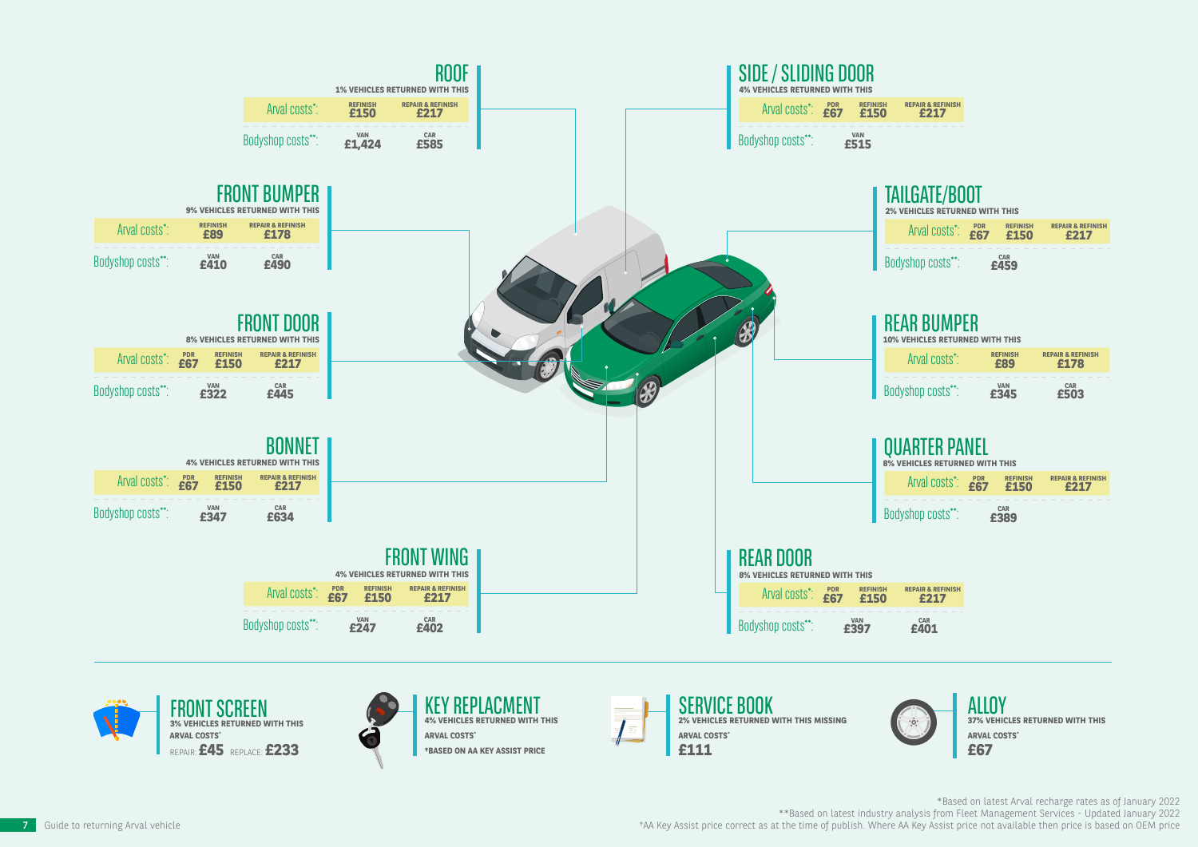## ROOF

**1% VEHICLES RETURNED WITH THIS**

| | REFINISH | REPAIR & REFINISH |
|---|---|---|
| Arval costs*: | £150 | £217 |

| | VAN | CAR |
|---|---|---|
| Bodyshop costs**: | £1,424 | £585 |

## SIDE / SLIDING DOOR

**4% VEHICLES RETURNED WITH THIS**

| | PDR | REFINISH | REPAIR & REFINISH |
|---|---|---|---|
| Arval costs*: | £67 | £150 | £217 |

| | VAN |
|---|---|
| Bodyshop costs**: | £515 |

## FRONT BUMPER

**9% VEHICLES RETURNED WITH THIS**

| | REFINISH | REPAIR & REFINISH |
|---|---|---|
| Arval costs*: | £89 | £178 |

| | VAN | CAR |
|---|---|---|
| Bodyshop costs**: | £410 | £490 |

## TAILGATE/BOOT

**2% VEHICLES RETURNED WITH THIS**

| | PDR | REFINISH | REPAIR & REFINISH |
|---|---|---|---|
| Arval costs*: | £67 | £150 | £217 |

| | CAR |
|---|---|
| Bodyshop costs**: | £459 |

## FRONT DOOR

**8% VEHICLES RETURNED WITH THIS**

| | PDR | REFINISH | REPAIR & REFINISH |
|---|---|---|---|
| Arval costs*: | £67 | £150 | £217 |

| | VAN | CAR |
|---|---|---|
| Bodyshop costs**: | £322 | £445 |

## REAR BUMPER

**10% VEHICLES RETURNED WITH THIS**

| | REFINISH | REPAIR & REFINISH |
|---|---|---|
| Arval costs*: | £89 | £178 |

| | VAN | CAR |
|---|---|---|
| Bodyshop costs**: | £345 | £503 |

## BONNET

**4% VEHICLES RETURNED WITH THIS**

| | PDR | REFINISH | REPAIR & REFINISH |
|---|---|---|---|
| Arval costs*: | £67 | £150 | £217 |

| | VAN | CAR |
|---|---|---|
| Bodyshop costs**: | £347 | £634 |

## QUARTER PANEL

**8% VEHICLES RETURNED WITH THIS**

| | PDR | REFINISH | REPAIR & REFINISH |
|---|---|---|---|
| Arval costs*: | £67 | £150 | £217 |

| | CAR |
|---|---|
| Bodyshop costs**: | £389 |

## FRONT WING

**4% VEHICLES RETURNED WITH THIS**

| | PDR | REFINISH | REPAIR & REFINISH |
|---|---|---|---|
| Arval costs*: | £67 | £150 | £217 |

| | VAN | CAR |
|---|---|---|
| Bodyshop costs**: | £247 | £402 |

## REAR DOOR

**8% VEHICLES RETURNED WITH THIS**

| | PDR | REFINISH | REPAIR & REFINISH |
|---|---|---|---|
| Arval costs*: | £67 | £150 | £217 |

| | VAN | CAR |
|---|---|---|
| Bodyshop costs**: | £397 | £401 |

## FRONT SCREEN

**3% VEHICLES RETURNED WITH THIS**

**ARVAL COSTS***

REPAIR: **£45** REPLACE: **£233**

## KEY REPLACMENT

**4% VEHICLES RETURNED WITH THIS**

**ARVAL COSTS***

***BASED ON AA KEY ASSIST PRICE**

## SERVICE BOOK

**2% VEHICLES RETURNED WITH THIS MISSING**

**ARVAL COSTS***

**£111**

## ALLOY

**37% VEHICLES RETURNED WITH THIS**

**ARVAL COSTS***

**£67**

*Based on latest Arval recharge rates as of January 2022

**Based on latest industry analysis from Fleet Management Services - Updated January 2022

*AA Key Assist price correct as at the time of publish. Where AA Key Assist price not available then price is based on OEM price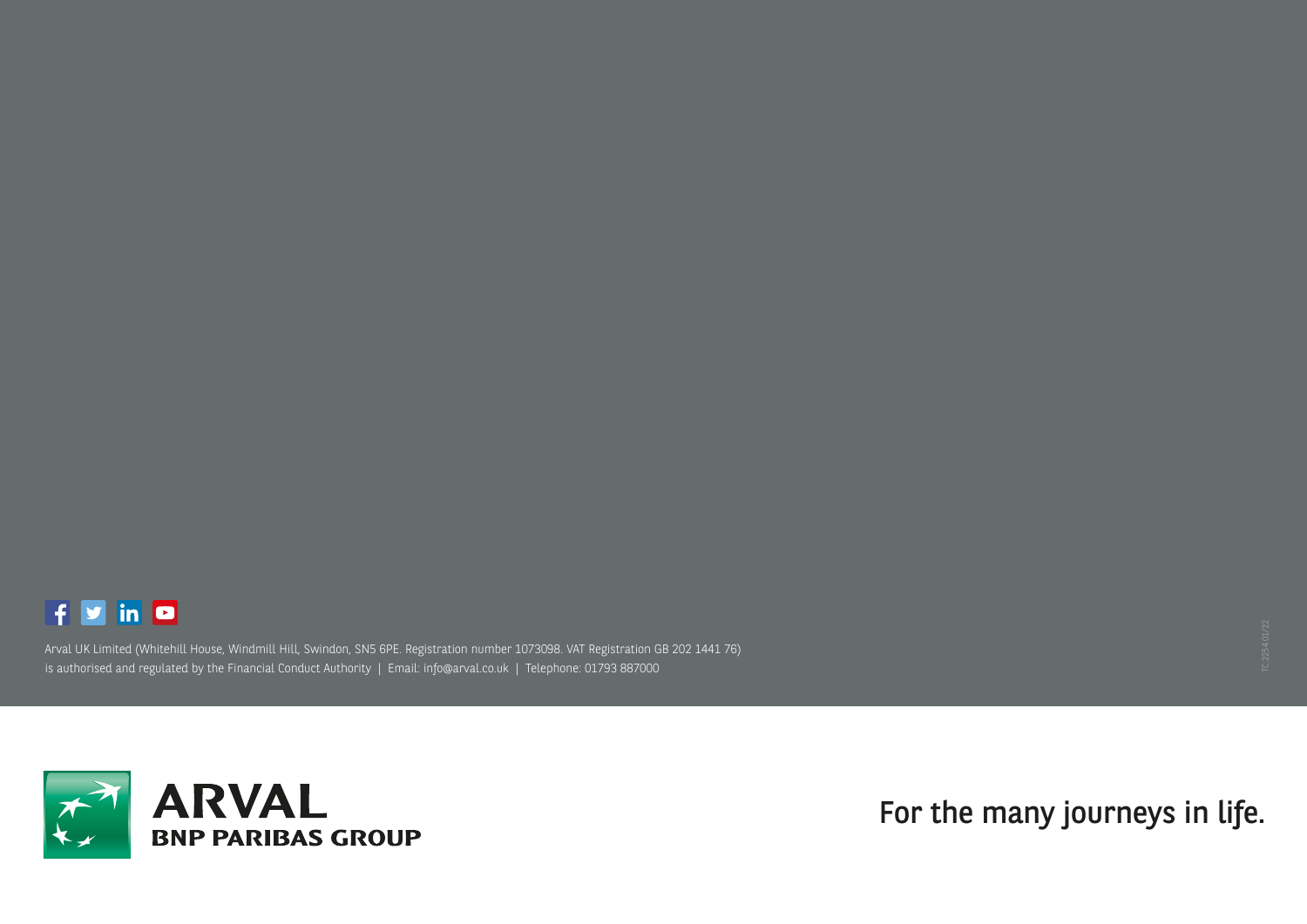Arval UK Limited (Whitehill House, Windmill Hill, Swindon, SN5 6PE. Registration number 1073098. VAT Registration GB 202 1441 76) is authorised and regulated by the Financial Conduct Authority | Email: info@arval.co.uk | Telephone: 01793 887000

TC2254 01/22

ARVAL
BNP PARIBAS GROUP

For the many journeys in life.